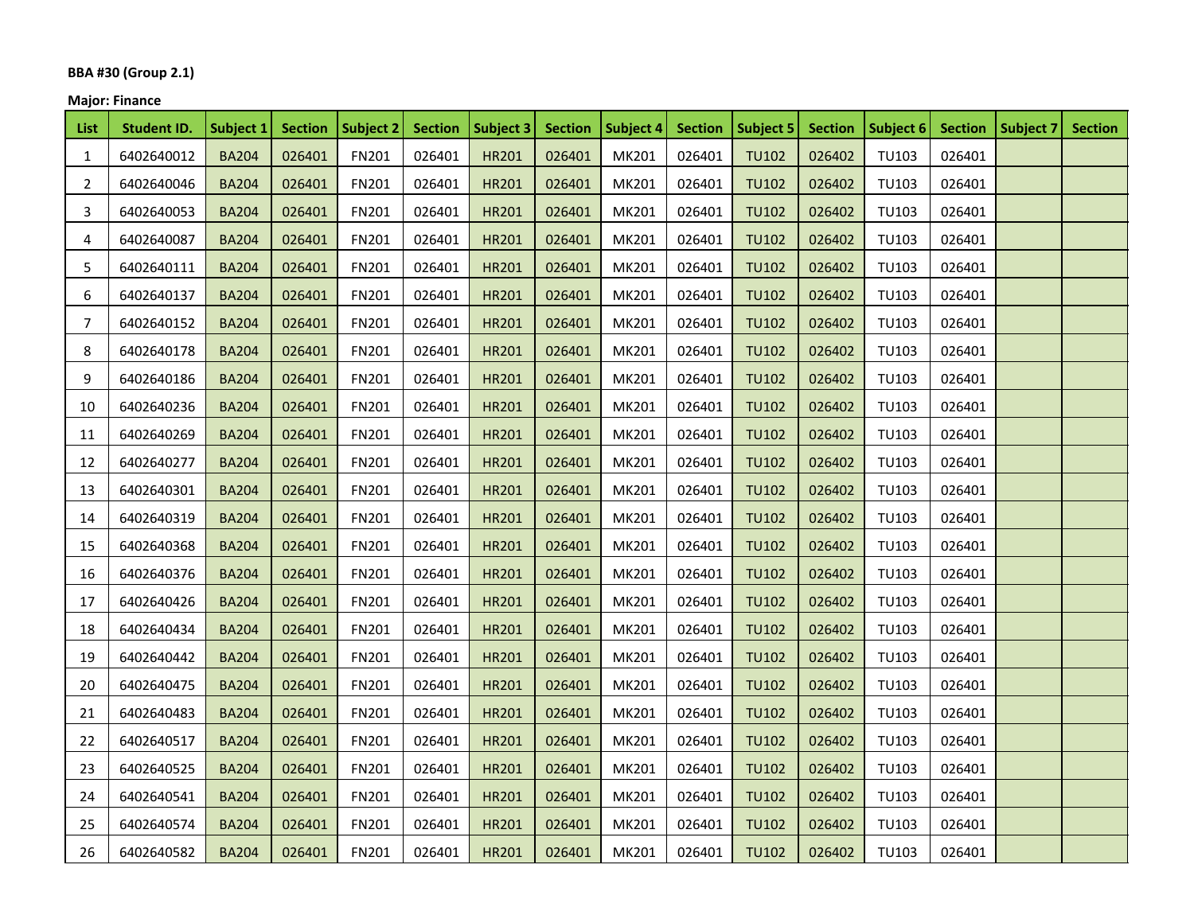**BBA #30 (Group 2.1)**

**Major: Finance**

| List | Student ID. | Subject 1 | Section | Subject 2 | Section | Subject 3 | Section | Subject 4 | Section | Subject 5 | Section | Subject 6 | Section | Subject 7 | Section |
|---|---|---|---|---|---|---|---|---|---|---|---|---|---|---|---|
| 1 | 6402640012 | BA204 | 026401 | FN201 | 026401 | HR201 | 026401 | MK201 | 026401 | TU102 | 026402 | TU103 | 026401 | | |
| 2 | 6402640046 | BA204 | 026401 | FN201 | 026401 | HR201 | 026401 | MK201 | 026401 | TU102 | 026402 | TU103 | 026401 | | |
| 3 | 6402640053 | BA204 | 026401 | FN201 | 026401 | HR201 | 026401 | MK201 | 026401 | TU102 | 026402 | TU103 | 026401 | | |
| 4 | 6402640087 | BA204 | 026401 | FN201 | 026401 | HR201 | 026401 | MK201 | 026401 | TU102 | 026402 | TU103 | 026401 | | |
| 5 | 6402640111 | BA204 | 026401 | FN201 | 026401 | HR201 | 026401 | MK201 | 026401 | TU102 | 026402 | TU103 | 026401 | | |
| 6 | 6402640137 | BA204 | 026401 | FN201 | 026401 | HR201 | 026401 | MK201 | 026401 | TU102 | 026402 | TU103 | 026401 | | |
| 7 | 6402640152 | BA204 | 026401 | FN201 | 026401 | HR201 | 026401 | MK201 | 026401 | TU102 | 026402 | TU103 | 026401 | | |
| 8 | 6402640178 | BA204 | 026401 | FN201 | 026401 | HR201 | 026401 | MK201 | 026401 | TU102 | 026402 | TU103 | 026401 | | |
| 9 | 6402640186 | BA204 | 026401 | FN201 | 026401 | HR201 | 026401 | MK201 | 026401 | TU102 | 026402 | TU103 | 026401 | | |
| 10 | 6402640236 | BA204 | 026401 | FN201 | 026401 | HR201 | 026401 | MK201 | 026401 | TU102 | 026402 | TU103 | 026401 | | |
| 11 | 6402640269 | BA204 | 026401 | FN201 | 026401 | HR201 | 026401 | MK201 | 026401 | TU102 | 026402 | TU103 | 026401 | | |
| 12 | 6402640277 | BA204 | 026401 | FN201 | 026401 | HR201 | 026401 | MK201 | 026401 | TU102 | 026402 | TU103 | 026401 | | |
| 13 | 6402640301 | BA204 | 026401 | FN201 | 026401 | HR201 | 026401 | MK201 | 026401 | TU102 | 026402 | TU103 | 026401 | | |
| 14 | 6402640319 | BA204 | 026401 | FN201 | 026401 | HR201 | 026401 | MK201 | 026401 | TU102 | 026402 | TU103 | 026401 | | |
| 15 | 6402640368 | BA204 | 026401 | FN201 | 026401 | HR201 | 026401 | MK201 | 026401 | TU102 | 026402 | TU103 | 026401 | | |
| 16 | 6402640376 | BA204 | 026401 | FN201 | 026401 | HR201 | 026401 | MK201 | 026401 | TU102 | 026402 | TU103 | 026401 | | |
| 17 | 6402640426 | BA204 | 026401 | FN201 | 026401 | HR201 | 026401 | MK201 | 026401 | TU102 | 026402 | TU103 | 026401 | | |
| 18 | 6402640434 | BA204 | 026401 | FN201 | 026401 | HR201 | 026401 | MK201 | 026401 | TU102 | 026402 | TU103 | 026401 | | |
| 19 | 6402640442 | BA204 | 026401 | FN201 | 026401 | HR201 | 026401 | MK201 | 026401 | TU102 | 026402 | TU103 | 026401 | | |
| 20 | 6402640475 | BA204 | 026401 | FN201 | 026401 | HR201 | 026401 | MK201 | 026401 | TU102 | 026402 | TU103 | 026401 | | |
| 21 | 6402640483 | BA204 | 026401 | FN201 | 026401 | HR201 | 026401 | MK201 | 026401 | TU102 | 026402 | TU103 | 026401 | | |
| 22 | 6402640517 | BA204 | 026401 | FN201 | 026401 | HR201 | 026401 | MK201 | 026401 | TU102 | 026402 | TU103 | 026401 | | |
| 23 | 6402640525 | BA204 | 026401 | FN201 | 026401 | HR201 | 026401 | MK201 | 026401 | TU102 | 026402 | TU103 | 026401 | | |
| 24 | 6402640541 | BA204 | 026401 | FN201 | 026401 | HR201 | 026401 | MK201 | 026401 | TU102 | 026402 | TU103 | 026401 | | |
| 25 | 6402640574 | BA204 | 026401 | FN201 | 026401 | HR201 | 026401 | MK201 | 026401 | TU102 | 026402 | TU103 | 026401 | | |
| 26 | 6402640582 | BA204 | 026401 | FN201 | 026401 | HR201 | 026401 | MK201 | 026401 | TU102 | 026402 | TU103 | 026401 | | |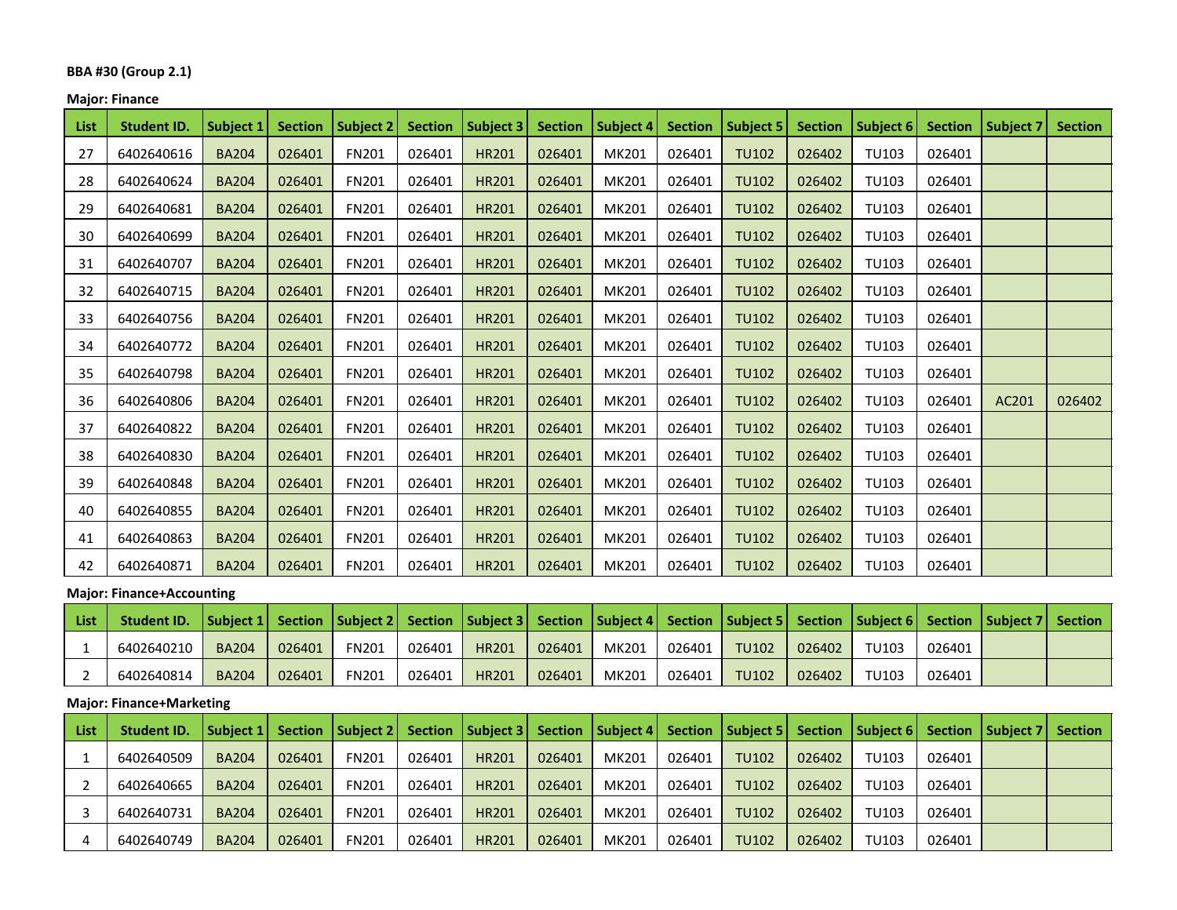**BBA #30 (Group 2.1)**

**Major: Finance**

| List | Student ID. | Subject 1 | Section | Subject 2 | Section | Subject 3 | Section | Subject 4 | Section | Subject 5 | Section | Subject 6 | Section | Subject 7 | Section |
|---|---|---|---|---|---|---|---|---|---|---|---|---|---|---|---|
| 27 | 6402640616 | BA204 | 026401 | FN201 | 026401 | HR201 | 026401 | MK201 | 026401 | TU102 | 026402 | TU103 | 026401 | | |
| 28 | 6402640624 | BA204 | 026401 | FN201 | 026401 | HR201 | 026401 | MK201 | 026401 | TU102 | 026402 | TU103 | 026401 | | |
| 29 | 6402640681 | BA204 | 026401 | FN201 | 026401 | HR201 | 026401 | MK201 | 026401 | TU102 | 026402 | TU103 | 026401 | | |
| 30 | 6402640699 | BA204 | 026401 | FN201 | 026401 | HR201 | 026401 | MK201 | 026401 | TU102 | 026402 | TU103 | 026401 | | |
| 31 | 6402640707 | BA204 | 026401 | FN201 | 026401 | HR201 | 026401 | MK201 | 026401 | TU102 | 026402 | TU103 | 026401 | | |
| 32 | 6402640715 | BA204 | 026401 | FN201 | 026401 | HR201 | 026401 | MK201 | 026401 | TU102 | 026402 | TU103 | 026401 | | |
| 33 | 6402640756 | BA204 | 026401 | FN201 | 026401 | HR201 | 026401 | MK201 | 026401 | TU102 | 026402 | TU103 | 026401 | | |
| 34 | 6402640772 | BA204 | 026401 | FN201 | 026401 | HR201 | 026401 | MK201 | 026401 | TU102 | 026402 | TU103 | 026401 | | |
| 35 | 6402640798 | BA204 | 026401 | FN201 | 026401 | HR201 | 026401 | MK201 | 026401 | TU102 | 026402 | TU103 | 026401 | | |
| 36 | 6402640806 | BA204 | 026401 | FN201 | 026401 | HR201 | 026401 | MK201 | 026401 | TU102 | 026402 | TU103 | 026401 | AC201 | 026402 |
| 37 | 6402640822 | BA204 | 026401 | FN201 | 026401 | HR201 | 026401 | MK201 | 026401 | TU102 | 026402 | TU103 | 026401 | | |
| 38 | 6402640830 | BA204 | 026401 | FN201 | 026401 | HR201 | 026401 | MK201 | 026401 | TU102 | 026402 | TU103 | 026401 | | |
| 39 | 6402640848 | BA204 | 026401 | FN201 | 026401 | HR201 | 026401 | MK201 | 026401 | TU102 | 026402 | TU103 | 026401 | | |
| 40 | 6402640855 | BA204 | 026401 | FN201 | 026401 | HR201 | 026401 | MK201 | 026401 | TU102 | 026402 | TU103 | 026401 | | |
| 41 | 6402640863 | BA204 | 026401 | FN201 | 026401 | HR201 | 026401 | MK201 | 026401 | TU102 | 026402 | TU103 | 026401 | | |
| 42 | 6402640871 | BA204 | 026401 | FN201 | 026401 | HR201 | 026401 | MK201 | 026401 | TU102 | 026402 | TU103 | 026401 | | |

**Major: Finance+Accounting**

| List | Student ID. | Subject 1 | Section | Subject 2 | Section | Subject 3 | Section | Subject 4 | Section | Subject 5 | Section | Subject 6 | Section | Subject 7 | Section |
|---|---|---|---|---|---|---|---|---|---|---|---|---|---|---|---|
| 1 | 6402640210 | BA204 | 026401 | FN201 | 026401 | HR201 | 026401 | MK201 | 026401 | TU102 | 026402 | TU103 | 026401 | | |
| 2 | 6402640814 | BA204 | 026401 | FN201 | 026401 | HR201 | 026401 | MK201 | 026401 | TU102 | 026402 | TU103 | 026401 | | |

**Major: Finance+Marketing**

| List | Student ID. | Subject 1 | Section | Subject 2 | Section | Subject 3 | Section | Subject 4 | Section | Subject 5 | Section | Subject 6 | Section | Subject 7 | Section |
|---|---|---|---|---|---|---|---|---|---|---|---|---|---|---|---|
| 1 | 6402640509 | BA204 | 026401 | FN201 | 026401 | HR201 | 026401 | MK201 | 026401 | TU102 | 026402 | TU103 | 026401 | | |
| 2 | 6402640665 | BA204 | 026401 | FN201 | 026401 | HR201 | 026401 | MK201 | 026401 | TU102 | 026402 | TU103 | 026401 | | |
| 3 | 6402640731 | BA204 | 026401 | FN201 | 026401 | HR201 | 026401 | MK201 | 026401 | TU102 | 026402 | TU103 | 026401 | | |
| 4 | 6402640749 | BA204 | 026401 | FN201 | 026401 | HR201 | 026401 | MK201 | 026401 | TU102 | 026402 | TU103 | 026401 | | |